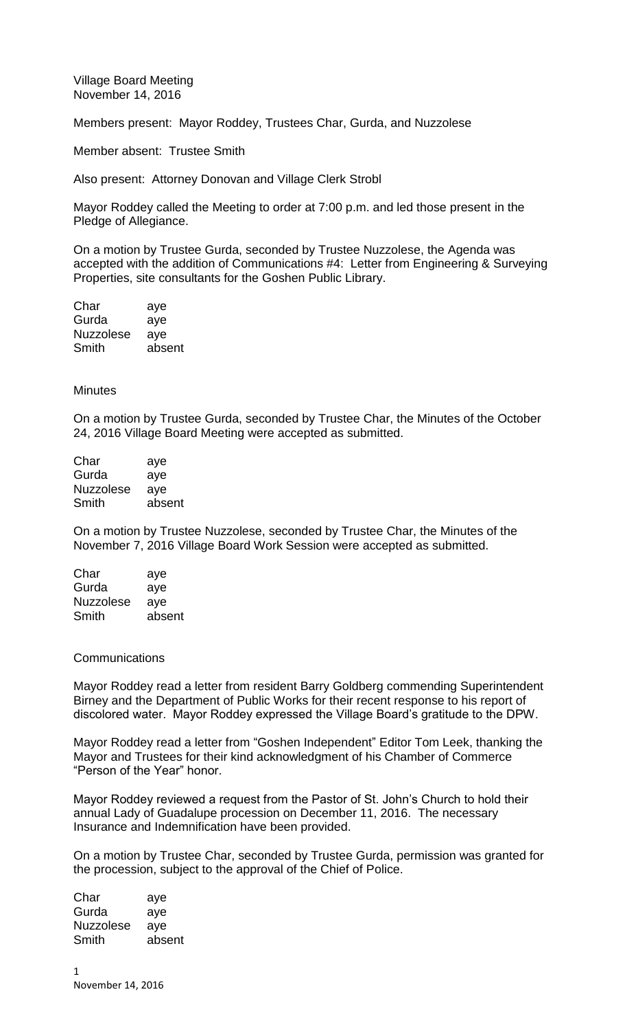Village Board Meeting
November 14, 2016

Members present: Mayor Roddey, Trustees Char, Gurda, and Nuzzolese

Member absent: Trustee Smith

Also present: Attorney Donovan and Village Clerk Strobl

Mayor Roddey called the Meeting to order at 7:00 p.m. and led those present in the Pledge of Allegiance.

On a motion by Trustee Gurda, seconded by Trustee Nuzzolese, the Agenda was accepted with the addition of Communications #4: Letter from Engineering & Surveying Properties, site consultants for the Goshen Public Library.

| | |
|---|---|
| Char | aye |
| Gurda | aye |
| Nuzzolese | aye |
| Smith | absent |

Minutes

On a motion by Trustee Gurda, seconded by Trustee Char, the Minutes of the October 24, 2016 Village Board Meeting were accepted as submitted.

| | |
|---|---|
| Char | aye |
| Gurda | aye |
| Nuzzolese | aye |
| Smith | absent |

On a motion by Trustee Nuzzolese, seconded by Trustee Char, the Minutes of the November 7, 2016 Village Board Work Session were accepted as submitted.

| | |
|---|---|
| Char | aye |
| Gurda | aye |
| Nuzzolese | aye |
| Smith | absent |

Communications

Mayor Roddey read a letter from resident Barry Goldberg commending Superintendent Birney and the Department of Public Works for their recent response to his report of discolored water. Mayor Roddey expressed the Village Board's gratitude to the DPW.

Mayor Roddey read a letter from "Goshen Independent" Editor Tom Leek, thanking the Mayor and Trustees for their kind acknowledgment of his Chamber of Commerce "Person of the Year" honor.

Mayor Roddey reviewed a request from the Pastor of St. John's Church to hold their annual Lady of Guadalupe procession on December 11, 2016. The necessary Insurance and Indemnification have been provided.

On a motion by Trustee Char, seconded by Trustee Gurda, permission was granted for the procession, subject to the approval of the Chief of Police.

| | |
|---|---|
| Char | aye |
| Gurda | aye |
| Nuzzolese | aye |
| Smith | absent |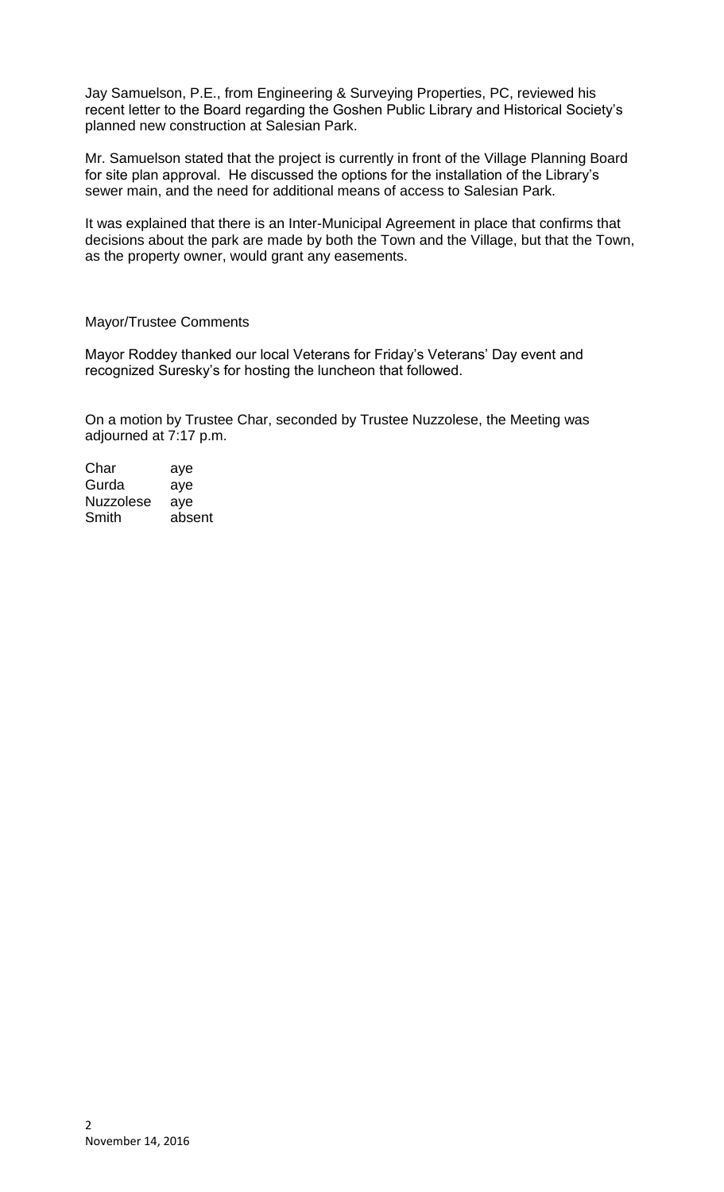Jay Samuelson, P.E., from Engineering & Surveying Properties, PC, reviewed his recent letter to the Board regarding the Goshen Public Library and Historical Society's planned new construction at Salesian Park.

Mr. Samuelson stated that the project is currently in front of the Village Planning Board for site plan approval. He discussed the options for the installation of the Library's sewer main, and the need for additional means of access to Salesian Park.

It was explained that there is an Inter-Municipal Agreement in place that confirms that decisions about the park are made by both the Town and the Village, but that the Town, as the property owner, would grant any easements.

Mayor/Trustee Comments

Mayor Roddey thanked our local Veterans for Friday's Veterans' Day event and recognized Suresky's for hosting the luncheon that followed.

On a motion by Trustee Char, seconded by Trustee Nuzzolese, the Meeting was adjourned at 7:17 p.m.

| | |
|---|---|
| Char | aye |
| Gurda | aye |
| Nuzzolese | aye |
| Smith | absent |